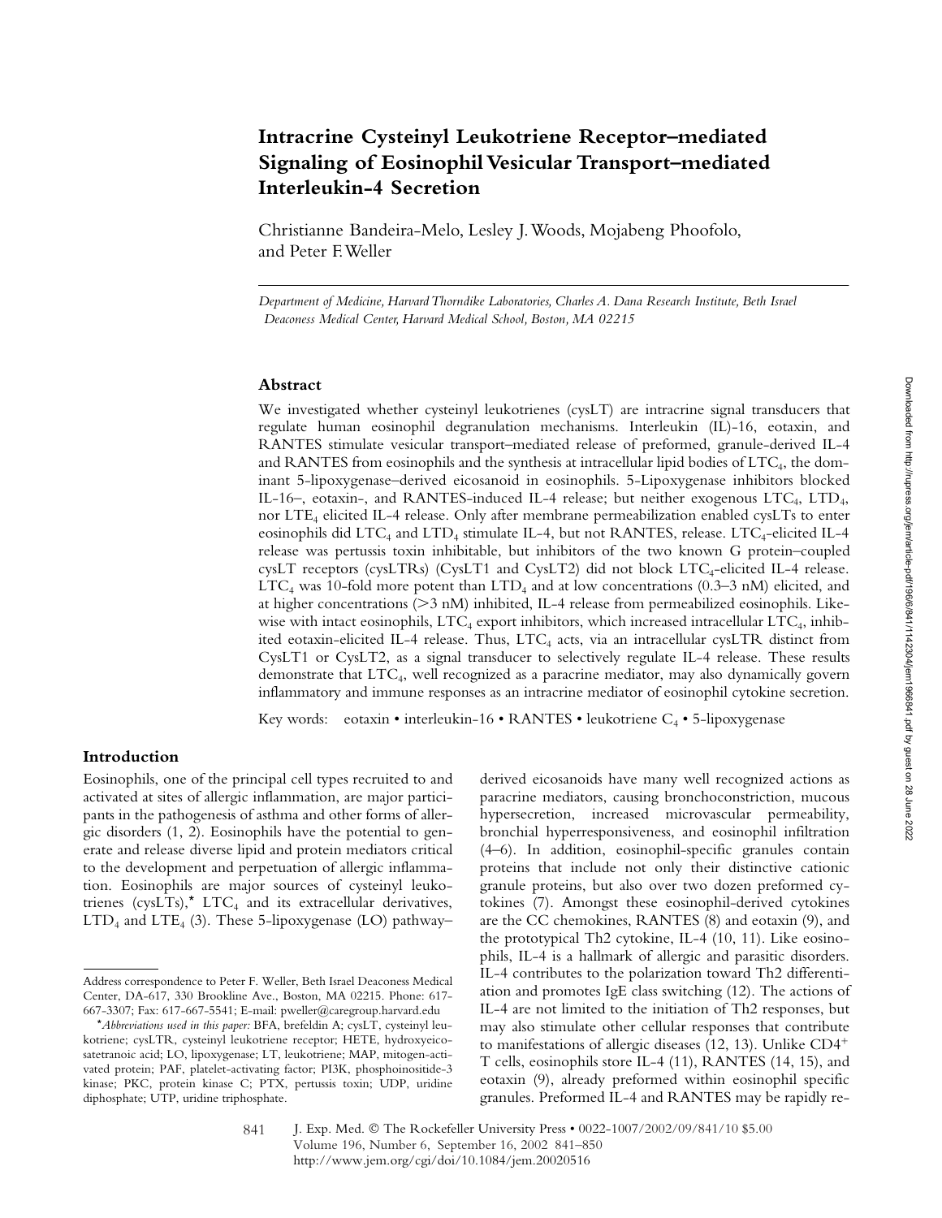# Intracrine Cysteinyl Leukotriene Receptor–mediated Signaling of Eosinophil Vesicular Transport–mediated Interleukin-4 Secretion

Christianne Bandeira-Melo, Lesley J. Woods, Mojabeng Phoofolo, and Peter F. Weller

*Department of Medicine, Harvard Thorndike Laboratories, Charles A. Dana Research Institute, Beth Israel Deaconess Medical Center, Harvard Medical School, Boston, MA 02215*

## Abstract

We investigated whether cysteinyl leukotrienes (cysLT) are intracrine signal transducers that regulate human eosinophil degranulation mechanisms. Interleukin (IL)-16, eotaxin, and RANTES stimulate vesicular transport–mediated release of preformed, granule-derived IL-4 and RANTES from eosinophils and the synthesis at intracellular lipid bodies of $LTC_4$, the dominant 5-lipoxygenase–derived eicosanoid in eosinophils. 5-Lipoxygenase inhibitors blocked IL-16–, eotaxin-, and RANTES-induced IL-4 release; but neither exogenous $LTC_4$, $LTD_4$, nor $LTE_4$ elicited IL-4 release. Only after membrane permeabilization enabled cysLTs to enter eosinophils did $LTC_4$ and $LTD_4$ stimulate IL-4, but not RANTES, release. $LTC_4$-elicited IL-4 release was pertussis toxin inhibitable, but inhibitors of the two known G protein–coupled cysLT receptors (cysLTRs) (CysLT1 and CysLT2) did not block $LTC_4$-elicited IL-4 release. $LTC_4$ was 10-fold more potent than $LTD_4$ and at low concentrations (0.3–3 nM) elicited, and at higher concentrations (>3 nM) inhibited, IL-4 release from permeabilized eosinophils. Likewise with intact eosinophils, $LTC_4$ export inhibitors, which increased intracellular $LTC_4$, inhibited eotaxin-elicited IL-4 release. Thus, $LTC_4$ acts, via an intracellular cysLTR distinct from CysLT1 or CysLT2, as a signal transducer to selectively regulate IL-4 release. These results demonstrate that $LTC_4$, well recognized as a paracrine mediator, may also dynamically govern inflammatory and immune responses as an intracrine mediator of eosinophil cytokine secretion.

Key words: eotaxin • interleukin-16 • RANTES • leukotriene $C_4$ • 5-lipoxygenase

## Introduction

Eosinophils, one of the principal cell types recruited to and activated at sites of allergic inflammation, are major participants in the pathogenesis of asthma and other forms of allergic disorders (1, 2). Eosinophils have the potential to generate and release diverse lipid and protein mediators critical to the development and perpetuation of allergic inflammation. Eosinophils are major sources of cysteinyl leukotrienes (cysLTs),* $LTC_4$ and its extracellular derivatives, $LTD_4$ and $LTE_4$ (3). These 5-lipoxygenase (LO) pathway–derived eicosanoids have many well recognized actions as paracrine mediators, causing bronchoconstriction, mucous hypersecretion, increased microvascular permeability, bronchial hyperresponsiveness, and eosinophil infiltration (4–6). In addition, eosinophil-specific granules contain proteins that include not only their distinctive cationic granule proteins, but also over two dozen preformed cytokines (7). Amongst these eosinophil-derived cytokines are the CC chemokines, RANTES (8) and eotaxin (9), and the prototypical Th2 cytokine, IL-4 (10, 11). Like eosinophils, IL-4 is a hallmark of allergic and parasitic disorders. IL-4 contributes to the polarization toward Th2 differentiation and promotes IgE class switching (12). The actions of IL-4 are not limited to the initiation of Th2 responses, but may also stimulate other cellular responses that contribute to manifestations of allergic diseases (12, 13). Unlike CD4+ T cells, eosinophils store IL-4 (11), RANTES (14, 15), and eotaxin (9), already preformed within eosinophil specific granules. Preformed IL-4 and RANTES may be rapidly re-

---

Address correspondence to Peter F. Weller, Beth Israel Deaconess Medical Center, DA-617, 330 Brookline Ave., Boston, MA 02215. Phone: 617-667-3307; Fax: 617-667-5541; E-mail: pweller@caregroup.harvard.edu

*Abbreviations used in this paper: BFA, brefeldin A; cysLT, cysteinyl leukotriene; cysLTR, cysteinyl leukotriene receptor; HETE, hydroxyeicosatetranoic acid; LO, lipoxygenase; LT, leukotriene; MAP, mitogen-activated protein; PAF, platelet-activating factor; PI3K, phosphoinositide-3 kinase; PKC, protein kinase C; PTX, pertussis toxin; UDP, uridine diphosphate; UTP, uridine triphosphate.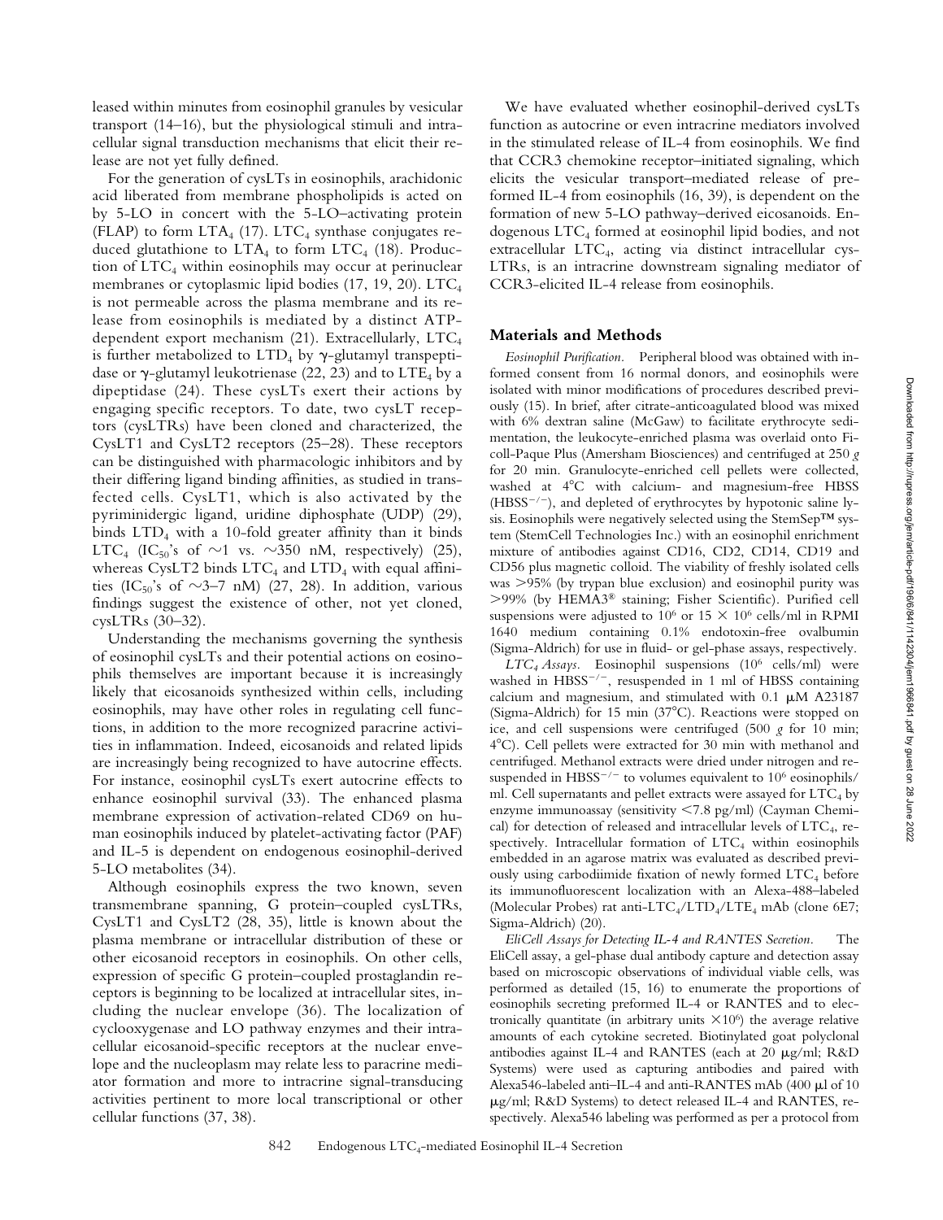leased within minutes from eosinophil granules by vesicular transport (14–16), but the physiological stimuli and intracellular signal transduction mechanisms that elicit their release are not yet fully defined.

For the generation of cysLTs in eosinophils, arachidonic acid liberated from membrane phospholipids is acted on by 5-LO in concert with the 5-LO–activating protein (FLAP) to form $LTA_4$ (17). $LTC_4$ synthase conjugates reduced glutathione to $LTA_4$ to form $LTC_4$ (18). Production of $LTC_4$ within eosinophils may occur at perinuclear membranes or cytoplasmic lipid bodies (17, 19, 20). $LTC_4$ is not permeable across the plasma membrane and its release from eosinophils is mediated by a distinct ATP-dependent export mechanism (21). Extracellularly, $LTC_4$ is further metabolized to $LTD_4$ by γ-glutamyl transpeptidase or γ-glutamyl leukotrienase (22, 23) and to $LTE_4$ by a dipeptidase (24). These cysLTs exert their actions by engaging specific receptors. To date, two cysLT receptors (cysLTRs) have been cloned and characterized, the CysLT1 and CysLT2 receptors (25–28). These receptors can be distinguished with pharmacologic inhibitors and by their differing ligand binding affinities, as studied in transfected cells. CysLT1, which is also activated by the pyriminidergic ligand, uridine diphosphate (UDP) (29), binds $LTD_4$ with a 10-fold greater affinity than it binds $LTC_4$ ($IC_{50}$'s of ~1 vs. ~350 nM, respectively) (25), whereas CysLT2 binds $LTC_4$ and $LTD_4$ with equal affinities ($IC_{50}$'s of ~3–7 nM) (27, 28). In addition, various findings suggest the existence of other, not yet cloned, cysLTRs (30–32).

Understanding the mechanisms governing the synthesis of eosinophil cysLTs and their potential actions on eosinophils themselves are important because it is increasingly likely that eicosanoids synthesized within cells, including eosinophils, may have other roles in regulating cell functions, in addition to the more recognized paracrine activities in inflammation. Indeed, eicosanoids and related lipids are increasingly being recognized to have autocrine effects. For instance, eosinophil cysLTs exert autocrine effects to enhance eosinophil survival (33). The enhanced plasma membrane expression of activation-related CD69 on human eosinophils induced by platelet-activating factor (PAF) and IL-5 is dependent on endogenous eosinophil-derived 5-LO metabolites (34).

Although eosinophils express the two known, seven transmembrane spanning, G protein–coupled cysLTRs, CysLT1 and CysLT2 (28, 35), little is known about the plasma membrane or intracellular distribution of these or other eicosanoid receptors in eosinophils. On other cells, expression of specific G protein–coupled prostaglandin receptors is beginning to be localized at intracellular sites, including the nuclear envelope (36). The localization of cyclooxygenase and LO pathway enzymes and their intracellular eicosanoid-specific receptors at the nuclear envelope and the nucleoplasm may relate less to paracrine mediator formation and more to intracrine signal-transducing activities pertinent to more local transcriptional or other cellular functions (37, 38).

We have evaluated whether eosinophil-derived cysLTs function as autocrine or even intracrine mediators involved in the stimulated release of IL-4 from eosinophils. We find that CCR3 chemokine receptor–initiated signaling, which elicits the vesicular transport–mediated release of preformed IL-4 from eosinophils (16, 39), is dependent on the formation of new 5-LO pathway–derived eicosanoids. Endogenous $LTC_4$ formed at eosinophil lipid bodies, and not extracellular $LTC_4$, acting via distinct intracellular cysLTRs, is an intracrine downstream signaling mediator of CCR3-elicited IL-4 release from eosinophils.

## Materials and Methods

*Eosinophil Purification.* Peripheral blood was obtained with informed consent from 16 normal donors, and eosinophils were isolated with minor modifications of procedures described previously (15). In brief, after citrate-anticoagulated blood was mixed with 6% dextran saline (McGaw) to facilitate erythrocyte sedimentation, the leukocyte-enriched plasma was overlaid onto Ficoll-Paque Plus (Amersham Biosciences) and centrifuged at 250 *g* for 20 min. Granulocyte-enriched cell pellets were collected, washed at 4°C with calcium- and magnesium-free HBSS ($HBSS^{-/-}$), and depleted of erythrocytes by hypotonic saline lysis. Eosinophils were negatively selected using the StemSep™ system (StemCell Technologies Inc.) with an eosinophil enrichment mixture of antibodies against CD16, CD2, CD14, CD19 and CD56 plus magnetic colloid. The viability of freshly isolated cells was >95% (by trypan blue exclusion) and eosinophil purity was >99% (by HEMA3® staining; Fisher Scientific). Purified cell suspensions were adjusted to $10^6$ or $15 \times 10^6$ cells/ml in RPMI 1640 medium containing 0.1% endotoxin-free ovalbumin (Sigma-Aldrich) for use in fluid- or gel-phase assays, respectively.

*$LTC_4$ Assays.* Eosinophil suspensions ($10^6$ cells/ml) were washed in $HBSS^{-/-}$, resuspended in 1 ml of HBSS containing calcium and magnesium, and stimulated with 0.1 μM A23187 (Sigma-Aldrich) for 15 min (37°C). Reactions were stopped on ice, and cell suspensions were centrifuged (500 *g* for 10 min; 4°C). Cell pellets were extracted for 30 min with methanol and centrifuged. Methanol extracts were dried under nitrogen and resuspended in $HBSS^{-/-}$ to volumes equivalent to $10^6$ eosinophils/ml. Cell supernatants and pellet extracts were assayed for $LTC_4$ by enzyme immunoassay (sensitivity <7.8 pg/ml) (Cayman Chemical) for detection of released and intracellular levels of $LTC_4$, respectively. Intracellular formation of $LTC_4$ within eosinophils embedded in an agarose matrix was evaluated as described previously using carbodiimide fixation of newly formed $LTC_4$ before its immunofluorescent localization with an Alexa-488–labeled (Molecular Probes) rat anti-$LTC_4$/$LTD_4$/$LTE_4$ mAb (clone 6E7; Sigma-Aldrich) (20).

*EliCell Assays for Detecting IL-4 and RANTES Secretion.* The EliCell assay, a gel-phase dual antibody capture and detection assay based on microscopic observations of individual viable cells, was performed as detailed (15, 16) to enumerate the proportions of eosinophils secreting preformed IL-4 or RANTES and to electronically quantitate (in arbitrary units $\times 10^6$) the average relative amounts of each cytokine secreted. Biotinylated goat polyclonal antibodies against IL-4 and RANTES (each at 20 μg/ml; R&D Systems) were used as capturing antibodies and paired with Alexa546-labeled anti–IL-4 and anti-RANTES mAb (400 μl of 10 μg/ml; R&D Systems) to detect released IL-4 and RANTES, respectively. Alexa546 labeling was performed as per a protocol from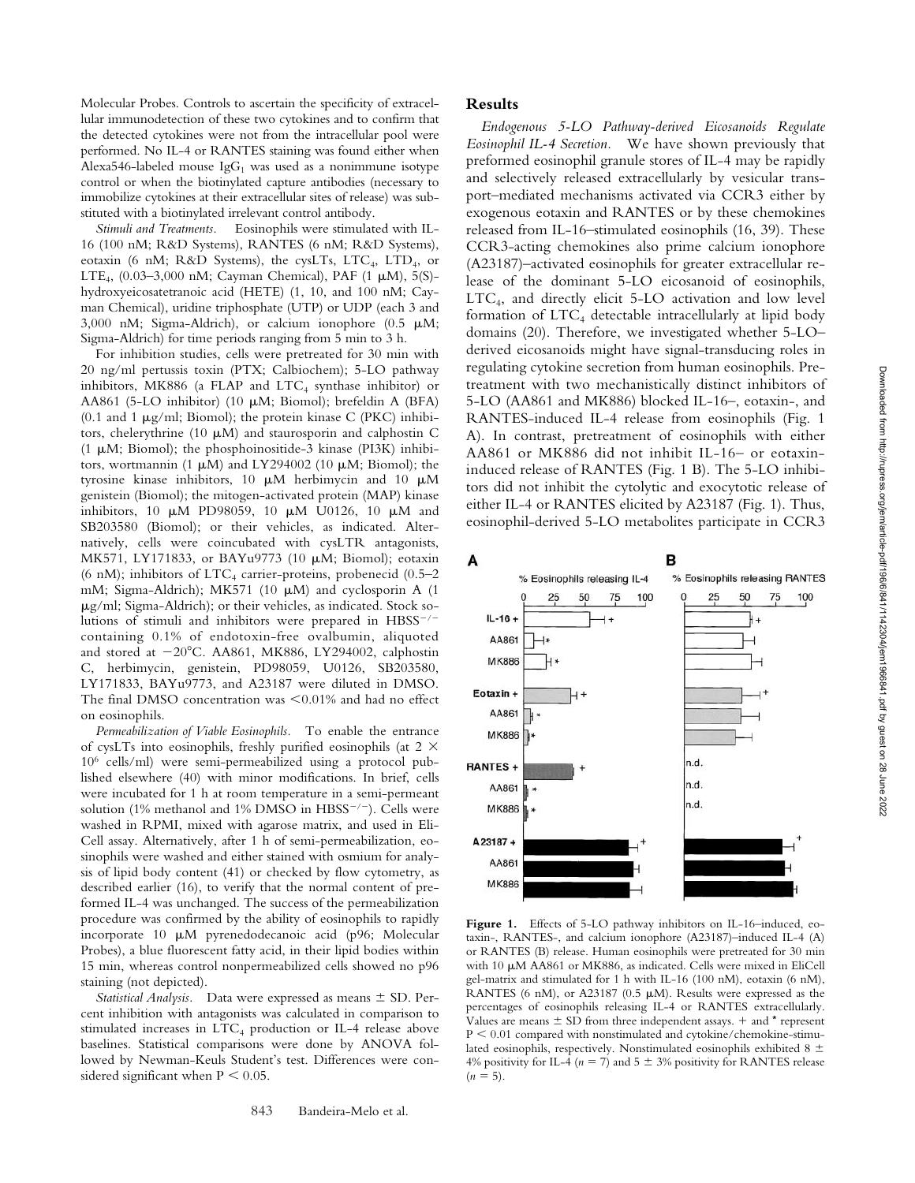Molecular Probes. Controls to ascertain the specificity of extracellular immunodetection of these two cytokines and to confirm that the detected cytokines were not from the intracellular pool were performed. No IL-4 or RANTES staining was found either when Alexa546-labeled mouse $IgG_1$ was used as a nonimmune isotype control or when the biotinylated capture antibodies (necessary to immobilize cytokines at their extracellular sites of release) was substituted with a biotinylated irrelevant control antibody.

*Stimuli and Treatments.* Eosinophils were stimulated with IL-16 (100 nM; R&D Systems), RANTES (6 nM; R&D Systems), eotaxin (6 nM; R&D Systems), the cysLTs, $LTC_4$, $LTD_4$, or $LTE_4$, (0.03–3,000 nM; Cayman Chemical), PAF (1 μM), 5(S)-hydroxyeicosatetranoic acid (HETE) (1, 10, and 100 nM; Cayman Chemical), uridine triphosphate (UTP) or UDP (each 3 and 3,000 nM; Sigma-Aldrich), or calcium ionophore (0.5 μM; Sigma-Aldrich) for time periods ranging from 5 min to 3 h.

For inhibition studies, cells were pretreated for 30 min with 20 ng/ml pertussis toxin (PTX; Calbiochem); 5-LO pathway inhibitors, MK886 (a FLAP and $LTC_4$ synthase inhibitor) or AA861 (5-LO inhibitor) (10 μM; Biomol); brefeldin A (BFA) (0.1 and 1 μg/ml; Biomol); the protein kinase C (PKC) inhibitors, chelerythrine (10 μM) and staurosporin and calphostin C (1 μM; Biomol); the phosphoinositide-3 kinase (PI3K) inhibitors, wortmannin (1 μM) and LY294002 (10 μM; Biomol); the tyrosine kinase inhibitors, 10 μM herbimycin and 10 μM genistein (Biomol); the mitogen-activated protein (MAP) kinase inhibitors, 10 μM PD98059, 10 μM U0126, 10 μM and SB203580 (Biomol); or their vehicles, as indicated. Alternatively, cells were coincubated with cysLTR antagonists, MK571, LY171833, or BAYu9773 (10 μM; Biomol); eotaxin (6 nM); inhibitors of $LTC_4$ carrier-proteins, probenecid (0.5–2 mM; Sigma-Aldrich); MK571 (10 μM) and cyclosporin A (1 μg/ml; Sigma-Aldrich); or their vehicles, as indicated. Stock solutions of stimuli and inhibitors were prepared in $HBSS^{-/-}$ containing 0.1% of endotoxin-free ovalbumin, aliquoted and stored at −20°C. AA861, MK886, LY294002, calphostin C, herbimycin, genistein, PD98059, U0126, SB203580, LY171833, BAYu9773, and A23187 were diluted in DMSO. The final DMSO concentration was <0.01% and had no effect on eosinophils.

*Permeabilization of Viable Eosinophils.* To enable the entrance of cysLTs into eosinophils, freshly purified eosinophils (at $2 \times 10^6$ cells/ml) were semi-permeabilized using a protocol published elsewhere (40) with minor modifications. In brief, cells were incubated for 1 h at room temperature in a semi-permeant solution (1% methanol and 1% DMSO in $HBSS^{-/-}$). Cells were washed in RPMI, mixed with agarose matrix, and used in Eli-Cell assay. Alternatively, after 1 h of semi-permeabilization, eosinophils were washed and either stained with osmium for analysis of lipid body content (41) or checked by flow cytometry, as described earlier (16), to verify that the normal content of preformed IL-4 was unchanged. The success of the permeabilization procedure was confirmed by the ability of eosinophils to rapidly incorporate 10 μM pyrenedodecanoic acid (p96; Molecular Probes), a blue fluorescent fatty acid, in their lipid bodies within 15 min, whereas control nonpermeabilized cells showed no p96 staining (not depicted).

*Statistical Analysis.* Data were expressed as means ± SD. Percent inhibition with antagonists was calculated in comparison to stimulated increases in $LTC_4$ production or IL-4 release above baselines. Statistical comparisons were done by ANOVA followed by Newman-Keuls Student's test. Differences were considered significant when $P < 0.05$.

## Results

*Endogenous 5-LO Pathway-derived Eicosanoids Regulate Eosinophil IL-4 Secretion.* We have shown previously that preformed eosinophil granule stores of IL-4 may be rapidly and selectively released extracellularly by vesicular transport–mediated mechanisms activated via CCR3 either by exogenous eotaxin and RANTES or by these chemokines released from IL-16–stimulated eosinophils (16, 39). These CCR3-acting chemokines also prime calcium ionophore (A23187)–activated eosinophils for greater extracellular release of the dominant 5-LO eicosanoid of eosinophils, $LTC_4$, and directly elicit 5-LO activation and low level formation of $LTC_4$ detectable intracellularly at lipid body domains (20). Therefore, we investigated whether 5-LO–derived eicosanoids might have signal-transducing roles in regulating cytokine secretion from human eosinophils. Pretreatment with two mechanistically distinct inhibitors of 5-LO (AA861 and MK886) blocked IL-16–, eotaxin-, and RANTES-induced IL-4 release from eosinophils (Fig. 1 A). In contrast, pretreatment of eosinophils with either AA861 or MK886 did not inhibit IL-16– or eotaxin-induced release of RANTES (Fig. 1 B). The 5-LO inhibitors did not inhibit the cytolytic and exocytotic release of either IL-4 or RANTES elicited by A23187 (Fig. 1). Thus, eosinophil-derived 5-LO metabolites participate in CCR3

**Figure 1.** Effects of 5-LO pathway inhibitors on IL-16–induced, eotaxin-, RANTES-, and calcium ionophore (A23187)–induced IL-4 (A) or RANTES (B) release. Human eosinophils were pretreated for 30 min with 10 μM AA861 or MK886, as indicated. Cells were mixed in EliCell gel-matrix and stimulated for 1 h with IL-16 (100 nM), eotaxin (6 nM), RANTES (6 nM), or A23187 (0.5 μM). Results were expressed as the percentages of eosinophils releasing IL-4 or RANTES extracellularly. Values are means ± SD from three independent assays. + and * represent $P < 0.01$ compared with nonstimulated and cytokine/chemokine-stimulated eosinophils, respectively. Nonstimulated eosinophils exhibited 8 ± 4% positivity for IL-4 ($n = 7$) and 5 ± 3% positivity for RANTES release ($n = 5$).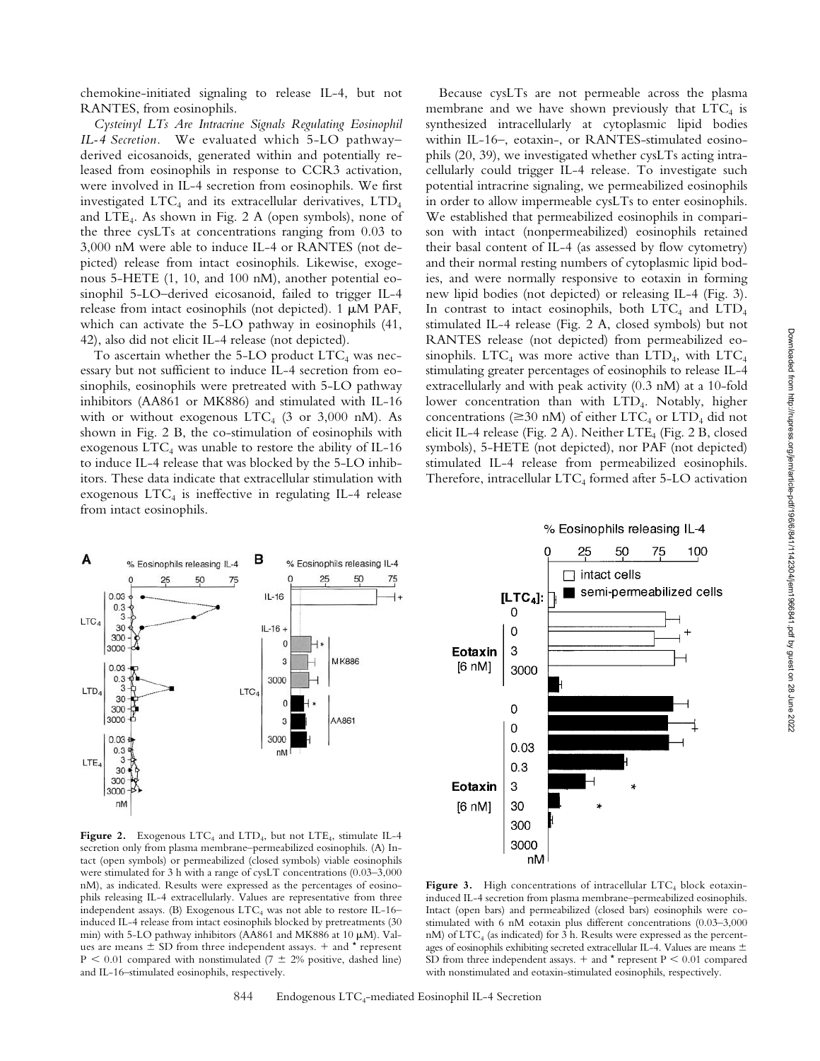chemokine-initiated signaling to release IL-4, but not RANTES, from eosinophils.

*Cysteinyl LTs Are Intracrine Signals Regulating Eosinophil IL-4 Secretion.* We evaluated which 5-LO pathway–derived eicosanoids, generated within and potentially released from eosinophils in response to CCR3 activation, were involved in IL-4 secretion from eosinophils. We first investigated $LTC_4$ and its extracellular derivatives, $LTD_4$ and $LTE_4$. As shown in Fig. 2 A (open symbols), none of the three cysLTs at concentrations ranging from 0.03 to 3,000 nM were able to induce IL-4 or RANTES (not depicted) release from intact eosinophils. Likewise, exogenous 5-HETE (1, 10, and 100 nM), another potential eosinophil 5-LO–derived eicosanoid, failed to trigger IL-4 release from intact eosinophils (not depicted). 1 μM PAF, which can activate the 5-LO pathway in eosinophils (41, 42), also did not elicit IL-4 release (not depicted).

To ascertain whether the 5-LO product $LTC_4$ was necessary but not sufficient to induce IL-4 secretion from eosinophils, eosinophils were pretreated with 5-LO pathway inhibitors (AA861 or MK886) and stimulated with IL-16 with or without exogenous $LTC_4$ (3 or 3,000 nM). As shown in Fig. 2 B, the co-stimulation of eosinophils with exogenous $LTC_4$ was unable to restore the ability of IL-16 to induce IL-4 release that was blocked by the 5-LO inhibitors. These data indicate that extracellular stimulation with exogenous $LTC_4$ is ineffective in regulating IL-4 release from intact eosinophils.

Because cysLTs are not permeable across the plasma membrane and we have shown previously that $LTC_4$ is synthesized intracellularly at cytoplasmic lipid bodies within IL-16–, eotaxin-, or RANTES-stimulated eosinophils (20, 39), we investigated whether cysLTs acting intracellularly could trigger IL-4 release. To investigate such potential intracrine signaling, we permeabilized eosinophils in order to allow impermeable cysLTs to enter eosinophils. We established that permeabilized eosinophils in comparison with intact (nonpermeabilized) eosinophils retained their basal content of IL-4 (as assessed by flow cytometry) and their normal resting numbers of cytoplasmic lipid bodies, and were normally responsive to eotaxin in forming new lipid bodies (not depicted) or releasing IL-4 (Fig. 3). In contrast to intact eosinophils, both $LTC_4$ and $LTD_4$ stimulated IL-4 release (Fig. 2 A, closed symbols) but not RANTES release (not depicted) from permeabilized eosinophils. $LTC_4$ was more active than $LTD_4$, with $LTC_4$ stimulating greater percentages of eosinophils to release IL-4 extracellularly and with peak activity (0.3 nM) at a 10-fold lower concentration than with $LTD_4$. Notably, higher concentrations (≥30 nM) of either $LTC_4$ or $LTD_4$ did not elicit IL-4 release (Fig. 2 A). Neither $LTE_4$ (Fig. 2 B, closed symbols), 5-HETE (not depicted), nor PAF (not depicted) stimulated IL-4 release from permeabilized eosinophils. Therefore, intracellular $LTC_4$ formed after 5-LO activation

**Figure 2.** Exogenous $LTC_4$ and $LTD_4$, but not $LTE_4$, stimulate IL-4 secretion only from plasma membrane–permeabilized eosinophils. (A) Intact (open symbols) or permeabilized (closed symbols) viable eosinophils were stimulated for 3 h with a range of cysLT concentrations (0.03–3,000 nM), as indicated. Results were expressed as the percentages of eosinophils releasing IL-4 extracellularly. Values are representative from three independent assays. (B) Exogenous $LTC_4$ was not able to restore IL-16–induced IL-4 release from intact eosinophils blocked by pretreatments (30 min) with 5-LO pathway inhibitors (AA861 and MK886 at 10 μM). Values are means ± SD from three independent assays. + and * represent $P < 0.01$ compared with nonstimulated (7 ± 2% positive, dashed line) and IL-16–stimulated eosinophils, respectively.

**Figure 3.** High concentrations of intracellular $LTC_4$ block eotaxin-induced IL-4 secretion from plasma membrane–permeabilized eosinophils. Intact (open bars) and permeabilized (closed bars) eosinophils were co-stimulated with 6 nM eotaxin plus different concentrations (0.03–3,000 nM) of $LTC_4$ (as indicated) for 3 h. Results were expressed as the percentages of eosinophils exhibiting secreted extracellular IL-4. Values are means ± SD from three independent assays. + and * represent $P < 0.01$ compared with nonstimulated and eotaxin-stimulated eosinophils, respectively.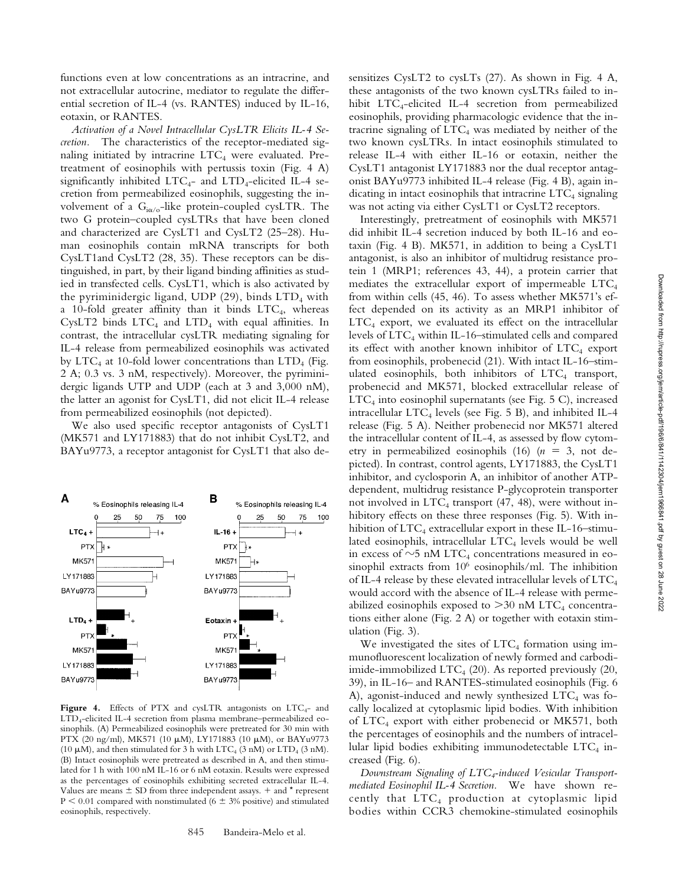functions even at low concentrations as an intracrine, and not extracellular autocrine, mediator to regulate the differential secretion of IL-4 (vs. RANTES) induced by IL-16, eotaxin, or RANTES.

*Activation of a Novel Intracellular CysLTR Elicits IL-4 Secretion.* The characteristics of the receptor-mediated signaling initiated by intracrine $LTC_4$ were evaluated. Pretreatment of eosinophils with pertussis toxin (Fig. 4 A) significantly inhibited $LTC_4$- and $LTD_4$-elicited IL-4 secretion from permeabilized eosinophils, suggesting the involvement of a $G_{i\alpha/o}$-like protein-coupled cysLTR. The two G protein–coupled cysLTRs that have been cloned and characterized are CysLT1 and CysLT2 (25–28). Human eosinophils contain mRNA transcripts for both CysLT1and CysLT2 (28, 35). These receptors can be distinguished, in part, by their ligand binding affinities as studied in transfected cells. CysLT1, which is also activated by the pyriminidergic ligand, UDP (29), binds $LTD_4$ with a 10-fold greater affinity than it binds $LTC_4$, whereas CysLT2 binds $LTC_4$ and $LTD_4$ with equal affinities. In contrast, the intracellular cysLTR mediating signaling for IL-4 release from permeabilized eosinophils was activated by $LTC_4$ at 10-fold lower concentrations than $LTD_4$ (Fig. 2 A; 0.3 vs. 3 nM, respectively). Moreover, the pyriminidergic ligands UTP and UDP (each at 3 and 3,000 nM), the latter an agonist for CysLT1, did not elicit IL-4 release from permeabilized eosinophils (not depicted).

We also used specific receptor antagonists of CysLT1 (MK571 and LY171883) that do not inhibit CysLT2, and BAYu9773, a receptor antagonist for CysLT1 that also desensitizes CysLT2 to cysLTs (27). As shown in Fig. 4 A, these antagonists of the two known cysLTRs failed to inhibit $LTC_4$-elicited IL-4 secretion from permeabilized eosinophils, providing pharmacologic evidence that the intracrine signaling of $LTC_4$ was mediated by neither of the two known cysLTRs. In intact eosinophils stimulated to release IL-4 with either IL-16 or eotaxin, neither the CysLT1 antagonist LY171883 nor the dual receptor antagonist BAYu9773 inhibited IL-4 release (Fig. 4 B), again indicating in intact eosinophils that intracrine $LTC_4$ signaling was not acting via either CysLT1 or CysLT2 receptors.

Interestingly, pretreatment of eosinophils with MK571 did inhibit IL-4 secretion induced by both IL-16 and eotaxin (Fig. 4 B). MK571, in addition to being a CysLT1 antagonist, is also an inhibitor of multidrug resistance protein 1 (MRP1; references 43, 44), a protein carrier that mediates the extracellular export of impermeable $LTC_4$ from within cells (45, 46). To assess whether MK571's effect depended on its activity as an MRP1 inhibitor of $LTC_4$ export, we evaluated its effect on the intracellular levels of $LTC_4$ within IL-16–stimulated cells and compared its effect with another known inhibitor of $LTC_4$ export from eosinophils, probenecid (21). With intact IL-16–stimulated eosinophils, both inhibitors of $LTC_4$ transport, probenecid and MK571, blocked extracellular release of $LTC_4$ into eosinophil supernatants (see Fig. 5 C), increased intracellular $LTC_4$ levels (see Fig. 5 B), and inhibited IL-4 release (Fig. 5 A). Neither probenecid nor MK571 altered the intracellular content of IL-4, as assessed by flow cytometry in permeabilized eosinophils (16) ($n = 3$, not depicted). In contrast, control agents, LY171883, the CysLT1 inhibitor, and cyclosporin A, an inhibitor of another ATP-dependent, multidrug resistance P-glycoprotein transporter not involved in $LTC_4$ transport (47, 48), were without inhibitory effects on these three responses (Fig. 5). With inhibition of $LTC_4$ extracellular export in these IL-16–stimulated eosinophils, intracellular $LTC_4$ levels would be well in excess of ~5 nM $LTC_4$ concentrations measured in eosinophil extracts from $10^6$ eosinophils/ml. The inhibition of IL-4 release by these elevated intracellular levels of $LTC_4$ would accord with the absence of IL-4 release with permeabilized eosinophils exposed to >30 nM $LTC_4$ concentrations either alone (Fig. 2 A) or together with eotaxin stimulation (Fig. 3).

We investigated the sites of $LTC_4$ formation using immunofluorescent localization of newly formed and carbodiimide-immobilized $LTC_4$ (20). As reported previously (20, 39), in IL-16– and RANTES-stimulated eosinophils (Fig. 6 A), agonist-induced and newly synthesized $LTC_4$ was focally localized at cytoplasmic lipid bodies. With inhibition of $LTC_4$ export with either probenecid or MK571, both the percentages of eosinophils and the numbers of intracellular lipid bodies exhibiting immunodetectable $LTC_4$ increased (Fig. 6).

*Downstream Signaling of $LTC_4$-induced Vesicular Transport-mediated Eosinophil IL-4 Secretion.* We have shown recently that $LTC_4$ production at cytoplasmic lipid bodies within CCR3 chemokine-stimulated eosinophils

**Figure 4.** Effects of PTX and cysLTR antagonists on $LTC_4$- and $LTD_4$-elicited IL-4 secretion from plasma membrane–permeabilized eosinophils. (A) Permeabilized eosinophils were pretreated for 30 min with PTX (20 ng/ml), MK571 (10 μM), LY171883 (10 μM), or BAYu9773 (10 μM), and then stimulated for 3 h with $LTC_4$ (3 nM) or $LTD_4$ (3 nM). (B) Intact eosinophils were pretreated as described in A, and then stimulated for 1 h with 100 nM IL-16 or 6 nM eotaxin. Results were expressed as the percentages of eosinophils exhibiting secreted extracellular IL-4. Values are means ± SD from three independent assays. + and * represent $P < 0.01$ compared with nonstimulated (6 ± 3% positive) and stimulated eosinophils, respectively.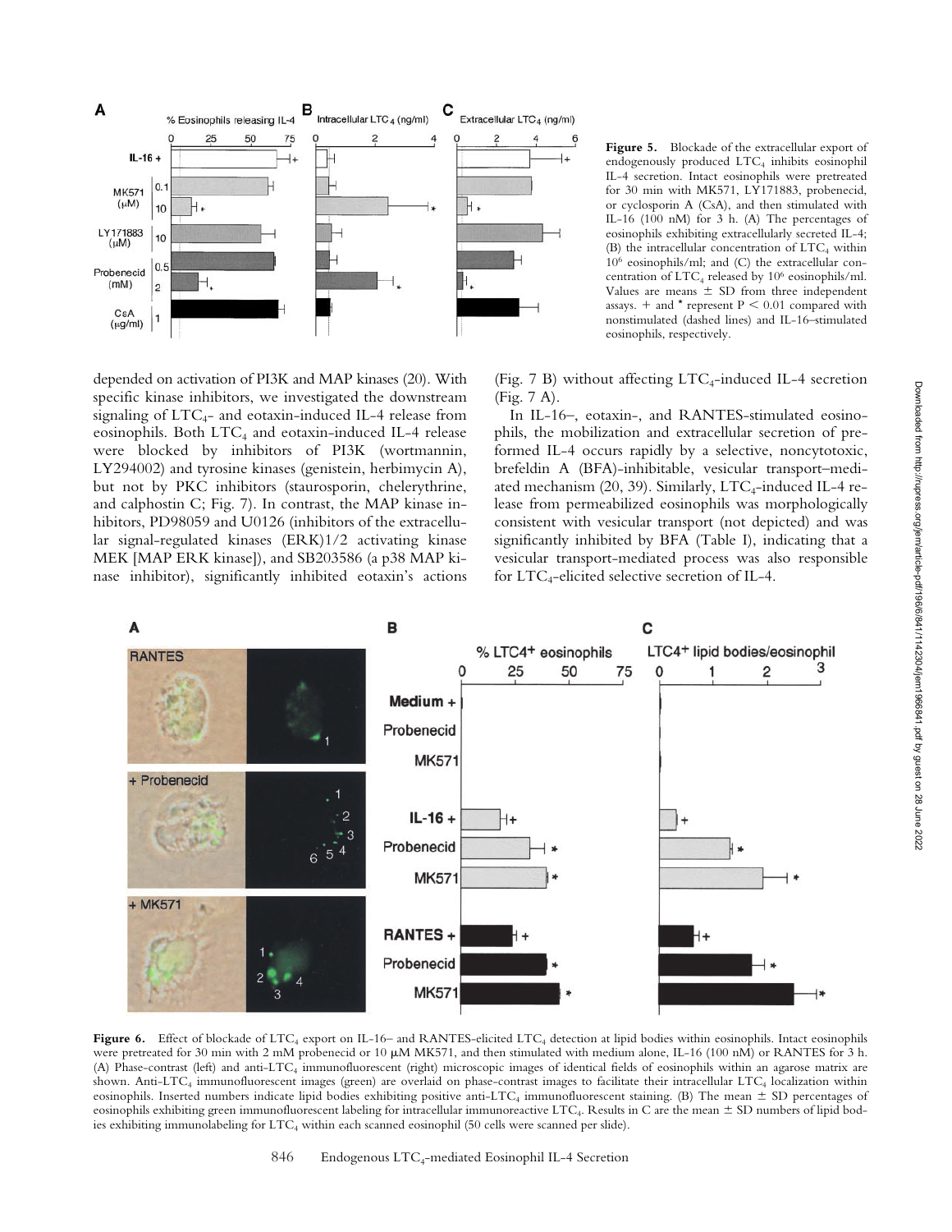**Figure 5.** Blockade of the extracellular export of endogenously produced $LTC_4$ inhibits eosinophil IL-4 secretion. Intact eosinophils were pretreated for 30 min with MK571, LY171883, probenecid, or cyclosporin A (CsA), and then stimulated with IL-16 (100 nM) for 3 h. (A) The percentages of eosinophils exhibiting extracellularly secreted IL-4; (B) the intracellular concentration of $LTC_4$ within $10^6$ eosinophils/ml; and (C) the extracellular concentration of $LTC_4$ released by $10^6$ eosinophils/ml. Values are means ± SD from three independent assays. + and * represent $P < 0.01$ compared with nonstimulated (dashed lines) and IL-16–stimulated eosinophils, respectively.

depended on activation of PI3K and MAP kinases (20). With specific kinase inhibitors, we investigated the downstream signaling of $LTC_4$- and eotaxin-induced IL-4 release from eosinophils. Both $LTC_4$ and eotaxin-induced IL-4 release were blocked by inhibitors of PI3K (wortmannin, LY294002) and tyrosine kinases (genistein, herbimycin A), but not by PKC inhibitors (staurosporin, chelerythrine, and calphostin C; Fig. 7). In contrast, the MAP kinase inhibitors, PD98059 and U0126 (inhibitors of the extracellular signal-regulated kinases (ERK)1/2 activating kinase MEK [MAP ERK kinase]), and SB203586 (a p38 MAP kinase inhibitor), significantly inhibited eotaxin's actions (Fig. 7 B) without affecting $LTC_4$-induced IL-4 secretion (Fig. 7 A).

In IL-16–, eotaxin-, and RANTES-stimulated eosinophils, the mobilization and extracellular secretion of preformed IL-4 occurs rapidly by a selective, noncytotoxic, brefeldin A (BFA)-inhibitable, vesicular transport–mediated mechanism (20, 39). Similarly, $LTC_4$-induced IL-4 release from permeabilized eosinophils was morphologically consistent with vesicular transport (not depicted) and was significantly inhibited by BFA (Table I), indicating that a vesicular transport-mediated process was also responsible for $LTC_4$-elicited selective secretion of IL-4.

**Figure 6.** Effect of blockade of $LTC_4$ export on IL-16– and RANTES-elicited $LTC_4$ detection at lipid bodies within eosinophils. Intact eosinophils were pretreated for 30 min with 2 mM probenecid or 10 μM MK571, and then stimulated with medium alone, IL-16 (100 nM) or RANTES for 3 h. (A) Phase-contrast (left) and anti-$LTC_4$ immunofluorescent (right) microscopic images of identical fields of eosinophils within an agarose matrix are shown. Anti-$LTC_4$ immunofluorescent images (green) are overlaid on phase-contrast images to facilitate their intracellular $LTC_4$ localization within eosinophils. Inserted numbers indicate lipid bodies exhibiting positive anti-$LTC_4$ immunofluorescent staining. (B) The mean ± SD percentages of eosinophils exhibiting green immunofluorescent labeling for intracellular immunoreactive $LTC_4$. Results in C are the mean ± SD numbers of lipid bodies exhibiting immunolabeling for $LTC_4$ within each scanned eosinophil (50 cells were scanned per slide).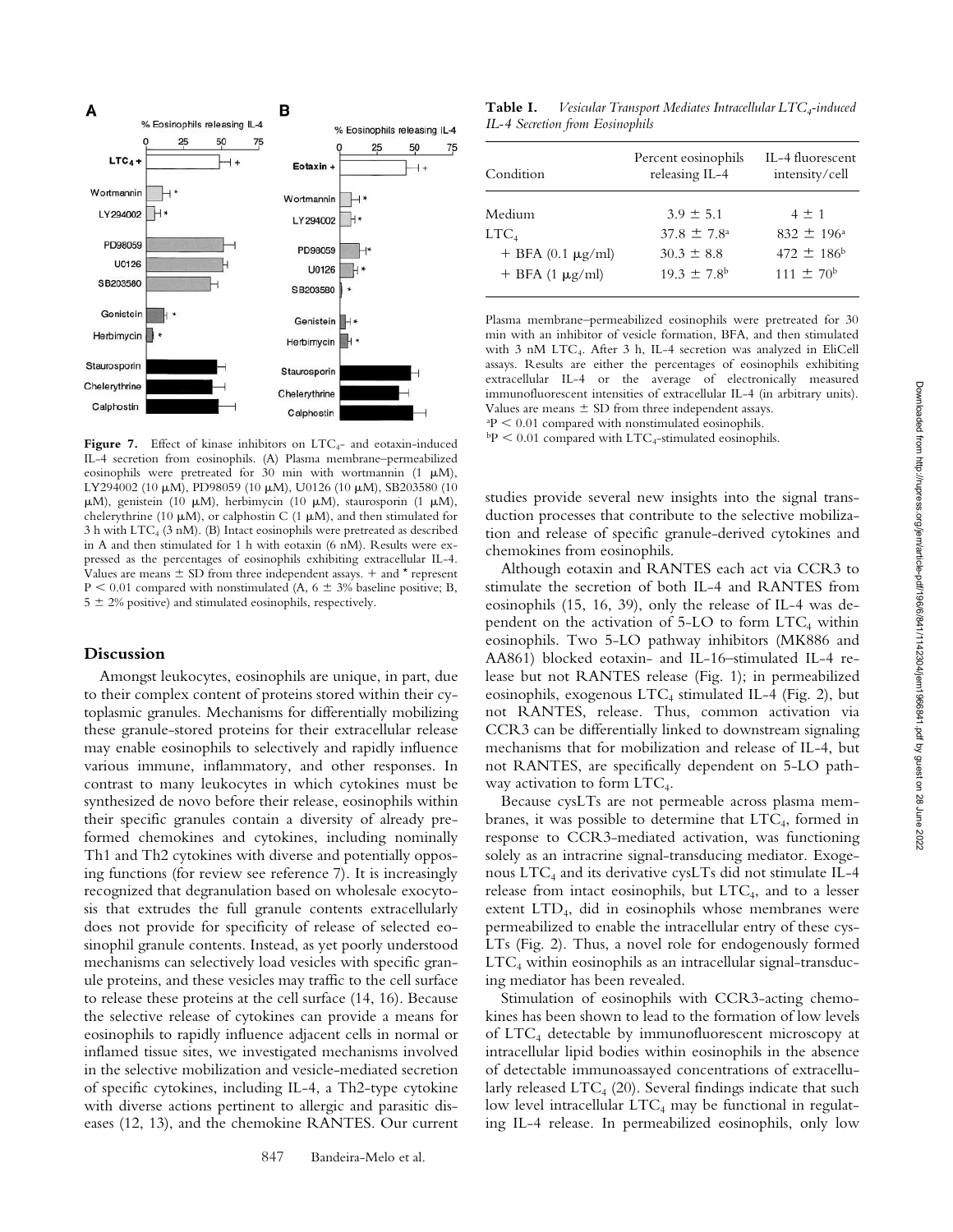**Table I.** *Vesicular Transport Mediates Intracellular $LTC_4$-induced IL-4 Secretion from Eosinophils*

| Condition | Percent eosinophils releasing IL-4 | IL-4 fluorescent intensity/cell |
|---|---|---|
| Medium | 3.9 ± 5.1 | 4 ± 1 |
| $LTC_4$ | 37.8 ± 7.8[a] | 832 ± 196[a] |
| + BFA (0.1 μg/ml) | 30.3 ± 8.8 | 472 ± 186[b] |
| + BFA (1 μg/ml) | 19.3 ± 7.8[b] | 111 ± 70[b] |

Plasma membrane–permeabilized eosinophils were pretreated for 30 min with an inhibitor of vesicle formation, BFA, and then stimulated with 3 nM $LTC_4$. After 3 h, IL-4 secretion was analyzed in EliCell assays. Results are either the percentages of eosinophils exhibiting extracellular IL-4 or the average of electronically measured immunofluorescent intensities of extracellular IL-4 (in arbitrary units). Values are means ± SD from three independent assays.

[a]$P < 0.01$ compared with nonstimulated eosinophils.

[b]$P < 0.01$ compared with $LTC_4$-stimulated eosinophils.

**Figure 7.** Effect of kinase inhibitors on $LTC_4$– and eotaxin-induced IL-4 secretion from eosinophils. (A) Plasma membrane–permeabilized eosinophils were pretreated for 30 min with wortmannin (1 μM), LY294002 (10 μM), PD98059 (10 μM), U0126 (10 μM), SB203580 (10 μM), genistein (10 μM), herbimycin (10 μM), staurosporin (1 μM), chelerythrine (10 μM), or calphostin C (1 μM), and then stimulated for 3 h with $LTC_4$ (3 nM). (B) Intact eosinophils were pretreated as described in A and then stimulated for 1 h with eotaxin (6 nM). Results were expressed as the percentages of eosinophils exhibiting extracellular IL-4. Values are means ± SD from three independent assays. + and * represent $P < 0.01$ compared with nonstimulated (A, 6 ± 3% baseline positive; B, 5 ± 2% positive) and stimulated eosinophils, respectively.

## Discussion

Amongst leukocytes, eosinophils are unique, in part, due to their complex content of proteins stored within their cytoplasmic granules. Mechanisms for differentially mobilizing these granule-stored proteins for their extracellular release may enable eosinophils to selectively and rapidly influence various immune, inflammatory, and other responses. In contrast to many leukocytes in which cytokines must be synthesized de novo before their release, eosinophils within their specific granules contain a diversity of already preformed chemokines and cytokines, including nominally Th1 and Th2 cytokines with diverse and potentially opposing functions (for review see reference 7). It is increasingly recognized that degranulation based on wholesale exocytosis that extrudes the full granule contents extracellularly does not provide for specificity of release of selected eosinophil granule contents. Instead, as yet poorly understood mechanisms can selectively load vesicles with specific granule proteins, and these vesicles may traffic to the cell surface to release these proteins at the cell surface (14, 16). Because the selective release of cytokines can provide a means for eosinophils to rapidly influence adjacent cells in normal or inflamed tissue sites, we investigated mechanisms involved in the selective mobilization and vesicle-mediated secretion of specific cytokines, including IL-4, a Th2-type cytokine with diverse actions pertinent to allergic and parasitic diseases (12, 13), and the chemokine RANTES. Our current studies provide several new insights into the signal transduction processes that contribute to the selective mobilization and release of specific granule-derived cytokines and chemokines from eosinophils.

Although eotaxin and RANTES each act via CCR3 to stimulate the secretion of both IL-4 and RANTES from eosinophils (15, 16, 39), only the release of IL-4 was dependent on the activation of 5-LO to form $LTC_4$ within eosinophils. Two 5-LO pathway inhibitors (MK886 and AA861) blocked eotaxin- and IL-16–stimulated IL-4 release but not RANTES release (Fig. 1); in permeabilized eosinophils, exogenous $LTC_4$ stimulated IL-4 (Fig. 2), but not RANTES, release. Thus, common activation via CCR3 can be differentially linked to downstream signaling mechanisms that for mobilization and release of IL-4, but not RANTES, are specifically dependent on 5-LO pathway activation to form $LTC_4$.

Because cysLTs are not permeable across plasma membranes, it was possible to determine that $LTC_4$, formed in response to CCR3-mediated activation, was functioning solely as an intracrine signal-transducing mediator. Exogenous $LTC_4$ and its derivative cysLTs did not stimulate IL-4 release from intact eosinophils, but $LTC_4$, and to a lesser extent $LTD_4$, did in eosinophils whose membranes were permeabilized to enable the intracellular entry of these cysLTs (Fig. 2). Thus, a novel role for endogenously formed $LTC_4$ within eosinophils as an intracellular signal-transducing mediator has been revealed.

Stimulation of eosinophils with CCR3-acting chemokines has been shown to lead to the formation of low levels of $LTC_4$ detectable by immunofluorescent microscopy at intracellular lipid bodies within eosinophils in the absence of detectable immunoassayed concentrations of extracellularly released $LTC_4$ (20). Several findings indicate that such low level intracellular $LTC_4$ may be functional in regulating IL-4 release. In permeabilized eosinophils, only low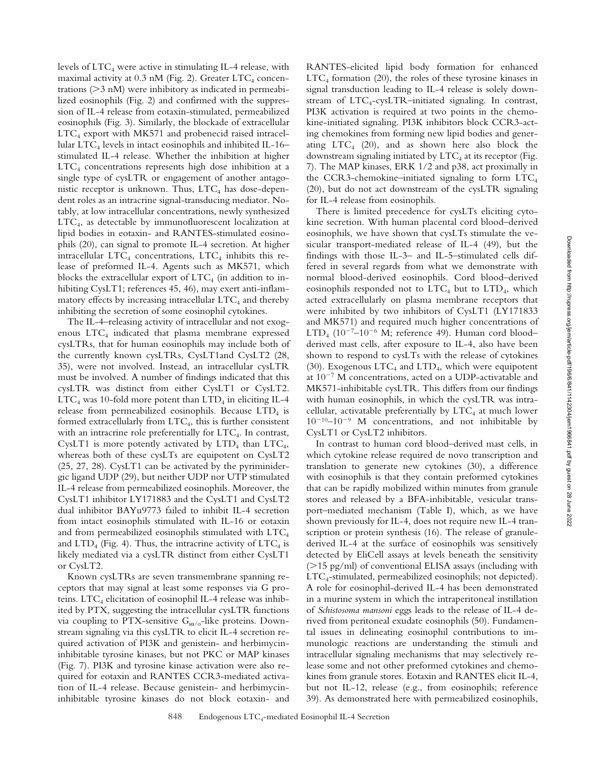levels of $LTC_4$ were active in stimulating IL-4 release, with maximal activity at 0.3 nM (Fig. 2). Greater $LTC_4$ concentrations (>3 nM) were inhibitory as indicated in permeabilized eosinophils (Fig. 2) and confirmed with the suppression of IL-4 release from eotaxin-stimulated, permeabilized eosinophils (Fig. 3). Similarly, the blockade of extracellular $LTC_4$ export with MK571 and probenecid raised intracellular $LTC_4$ levels in intact eosinophils and inhibited IL-16–stimulated IL-4 release. Whether the inhibition at higher $LTC_4$ concentrations represents high dose inhibition at a single type of cysLTR or engagement of another antagonistic receptor is unknown. Thus, $LTC_4$ has dose-dependent roles as an intracrine signal-transducing mediator. Notably, at low intracellular concentrations, newly synthesized $LTC_4$, as detectable by immunofluorescent localization at lipid bodies in eotaxin- and RANTES-stimulated eosinophils (20), can signal to promote IL-4 secretion. At higher intracellular $LTC_4$ concentrations, $LTC_4$ inhibits this release of preformed IL-4. Agents such as MK571, which blocks the extracellular export of $LTC_4$ (in addition to inhibiting CysLT1; references 45, 46), may exert anti-inflammatory effects by increasing intracellular $LTC_4$ and thereby inhibiting the secretion of some eosinophil cytokines.

The IL-4–releasing activity of intracellular and not exogenous $LTC_4$ indicated that plasma membrane expressed cysLTRs, that for human eosinophils may include both of the currently known cysLTRs, CysLT1and CysLT2 (28, 35), were not involved. Instead, an intracellular cysLTR must be involved. A number of findings indicated that this cysLTR was distinct from either CysLT1 or CysLT2. $LTC_4$ was 10-fold more potent than $LTD_4$ in eliciting IL-4 release from permeabilized eosinophils. Because $LTD_4$ is formed extracellularly from $LTC_4$, this is further consistent with an intracrine role preferentially for $LTC_4$. In contrast, CysLT1 is more potently activated by $LTD_4$ than $LTC_4$, whereas both of these cysLTs are equipotent on CysLT2 (25, 27, 28). CysLT1 can be activated by the pyriminidergic ligand UDP (29), but neither UDP nor UTP stimulated IL-4 release from permeabilized eosinophils. Moreover, the CysLT1 inhibitor LY171883 and the CysLT1 and CysLT2 dual inhibitor BAYu9773 failed to inhibit IL-4 secretion from intact eosinophils stimulated with IL-16 or eotaxin and from permeabilized eosinophils stimulated with $LTC_4$ and $LTD_4$ (Fig. 4). Thus, the intracrine activity of $LTC_4$ is likely mediated via a cysLTR distinct from either CysLT1 or CysLT2.

Known cysLTRs are seven transmembrane spanning receptors that may signal at least some responses via G proteins. $LTC_4$ elicitation of eosinophil IL-4 release was inhibited by PTX, suggesting the intracellular cysLTR functions via coupling to PTX-sensitive $G_{i\alpha/o}$-like proteins. Downstream signaling via this cysLTR to elicit IL-4 secretion required activation of PI3K and genistein- and herbimycin-inhibitable tyrosine kinases, but not PKC or MAP kinases (Fig. 7). PI3K and tyrosine kinase activation were also required for eotaxin and RANTES CCR3-mediated activation of IL-4 release. Because genistein- and herbimycin-inhibitable tyrosine kinases do not block eotaxin- and RANTES-elicited lipid body formation for enhanced $LTC_4$ formation (20), the roles of these tyrosine kinases in signal transduction leading to IL-4 release is solely downstream of $LTC_4$-cysLTR–initiated signaling. In contrast, PI3K activation is required at two points in the chemokine-initiated signaling. PI3K inhibitors block CCR3-acting chemokines from forming new lipid bodies and generating $LTC_4$ (20), and as shown here also block the downstream signaling initiated by $LTC_4$ at its receptor (Fig. 7). The MAP kinases, ERK 1/2 and p38, act proximally in the CCR3-chemokine–initiated signaling to form $LTC_4$ (20), but do not act downstream of the cysLTR signaling for IL-4 release from eosinophils.

There is limited precedence for cysLTs eliciting cytokine secretion. With human placental cord blood–derived eosinophils, we have shown that cysLTs stimulate the vesicular transport-mediated release of IL-4 (49), but the findings with those IL-3– and IL-5–stimulated cells differed in several regards from what we demonstrate with normal blood-derived eosinophils. Cord blood–derived eosinophils responded not to $LTC_4$ but to $LTD_4$, which acted extracellularly on plasma membrane receptors that were inhibited by two inhibitors of CysLT1 (LY171833 and MK571) and required much higher concentrations of $LTD_4$ ($10^{-7}$–$10^{-6}$ M; reference 49). Human cord blood–derived mast cells, after exposure to IL-4, also have been shown to respond to cysLTs with the release of cytokines (30). Exogenous $LTC_4$ and $LTD_4$, which were equipotent at $10^{-7}$ M concentrations, acted on a UDP-activatable and MK571-inhibitable cysLTR. This differs from our findings with human eosinophils, in which the cysLTR was intracellular, activatable preferentially by $LTC_4$ at much lower $10^{-10}$–$10^{-9}$ M concentrations, and not inhibitable by CysLT1 or CysLT2 inhibitors.

In contrast to human cord blood–derived mast cells, in which cytokine release required de novo transcription and translation to generate new cytokines (30), a difference with eosinophils is that they contain preformed cytokines that can be rapidly mobilized within minutes from granule stores and released by a BFA-inhibitable, vesicular transport–mediated mechanism (Table I), which, as we have shown previously for IL-4, does not require new IL-4 transcription or protein synthesis (16). The release of granule-derived IL-4 at the surface of eosinophils was sensitively detected by EliCell assays at levels beneath the sensitivity (>15 pg/ml) of conventional ELISA assays (including with $LTC_4$-stimulated, permeabilized eosinophils; not depicted). A role for eosinophil-derived IL-4 has been demonstrated in a murine system in which the intraperitoneal instillation of *Schistosoma mansoni* eggs leads to the release of IL-4 derived from peritoneal exudate eosinophils (50). Fundamental issues in delineating eosinophil contributions to immunologic reactions are understanding the stimuli and intracellular signaling mechanisms that may selectively release some and not other preformed cytokines and chemokines from granule stores. Eotaxin and RANTES elicit IL-4, but not IL-12, release (e.g., from eosinophils; reference 39). As demonstrated here with permeabilized eosinophils,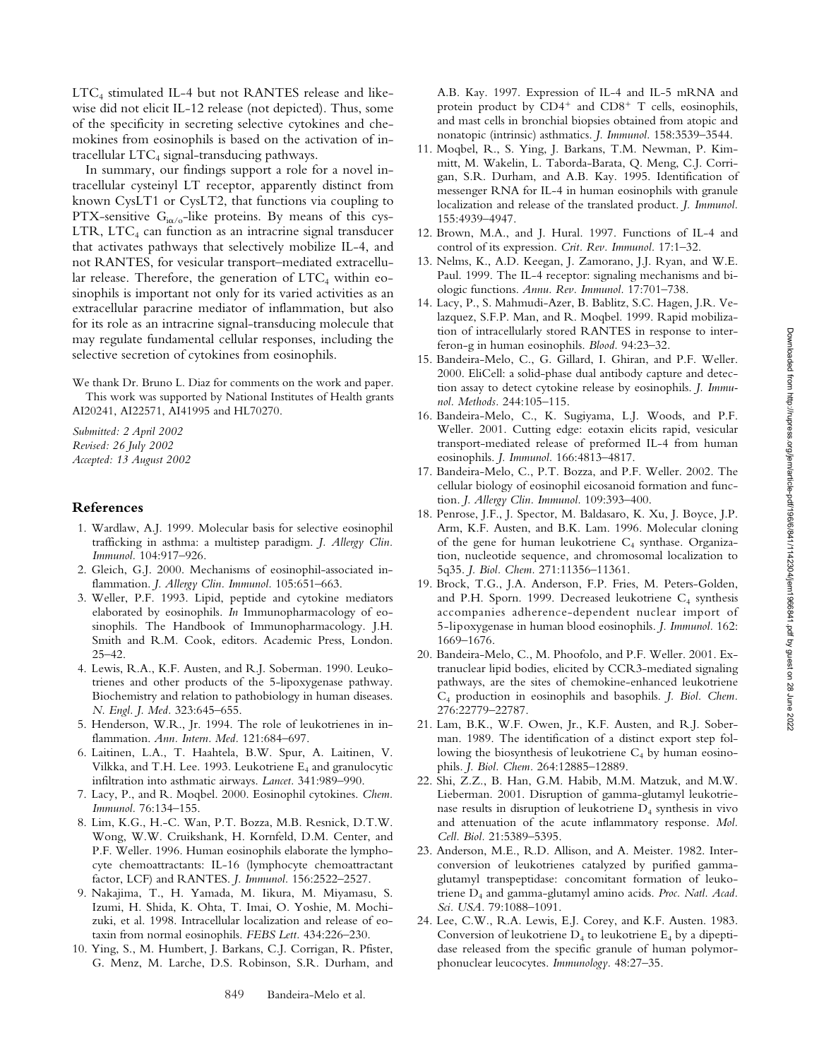$LTC_4$ stimulated IL-4 but not RANTES release and likewise did not elicit IL-12 release (not depicted). Thus, some of the specificity in secreting selective cytokines and chemokines from eosinophils is based on the activation of intracellular $LTC_4$ signal-transducing pathways.

In summary, our findings support a role for a novel intracellular cysteinyl LT receptor, apparently distinct from known CysLT1 or CysLT2, that functions via coupling to PTX-sensitive $G_{i\alpha/o}$-like proteins. By means of this cys-LTR, $LTC_4$ can function as an intracrine signal transducer that activates pathways that selectively mobilize IL-4, and not RANTES, for vesicular transport–mediated extracellular release. Therefore, the generation of $LTC_4$ within eosinophils is important not only for its varied activities as an extracellular paracrine mediator of inflammation, but also for its role as an intracrine signal-transducing molecule that may regulate fundamental cellular responses, including the selective secretion of cytokines from eosinophils.

We thank Dr. Bruno L. Diaz for comments on the work and paper.

This work was supported by National Institutes of Health grants AI20241, AI22571, AI41995 and HL70270.

*Submitted: 2 April 2002*
*Revised: 26 July 2002*
*Accepted: 13 August 2002*

## References

1. Wardlaw, A.J. 1999. Molecular basis for selective eosinophil trafficking in asthma: a multistep paradigm. *J. Allergy Clin. Immunol.* 104:917–926.
2. Gleich, G.J. 2000. Mechanisms of eosinophil-associated inflammation. *J. Allergy Clin. Immunol.* 105:651–663.
3. Weller, P.F. 1993. Lipid, peptide and cytokine mediators elaborated by eosinophils. *In* Immunopharmacology of eosinophils. The Handbook of Immunopharmacology. J.H. Smith and R.M. Cook, editors. Academic Press, London. 25–42.
4. Lewis, R.A., K.F. Austen, and R.J. Soberman. 1990. Leukotrienes and other products of the 5-lipoxygenase pathway. Biochemistry and relation to pathobiology in human diseases. *N. Engl. J. Med.* 323:645–655.
5. Henderson, W.R., Jr. 1994. The role of leukotrienes in inflammation. *Ann. Intern. Med.* 121:684–697.
6. Laitinen, L.A., T. Haahtela, B.W. Spur, A. Laitinen, V. Vilkka, and T.H. Lee. 1993. Leukotriene $E_4$ and granulocytic infiltration into asthmatic airways. *Lancet.* 341:989–990.
7. Lacy, P., and R. Moqbel. 2000. Eosinophil cytokines. *Chem. Immunol.* 76:134–155.
8. Lim, K.G., H.-C. Wan, P.T. Bozza, M.B. Resnick, D.T.W. Wong, W.W. Cruikshank, H. Kornfeld, D.M. Center, and P.F. Weller. 1996. Human eosinophils elaborate the lymphocyte chemoattractants: IL-16 (lymphocyte chemoattractant factor, LCF) and RANTES. *J. Immunol.* 156:2522–2527.
9. Nakajima, T., H. Yamada, M. Iikura, M. Miyamasu, S. Izumi, H. Shida, K. Ohta, T. Imai, O. Yoshie, M. Mochizuki, et al. 1998. Intracellular localization and release of eotaxin from normal eosinophils. *FEBS Lett.* 434:226–230.
10. Ying, S., M. Humbert, J. Barkans, C.J. Corrigan, R. Pfister, G. Menz, M. Larche, D.S. Robinson, S.R. Durham, and A.B. Kay. 1997. Expression of IL-4 and IL-5 mRNA and protein product by $CD4^+$ and $CD8^+$ T cells, eosinophils, and mast cells in bronchial biopsies obtained from atopic and nonatopic (intrinsic) asthmatics. *J. Immunol.* 158:3539–3544.
11. Moqbel, R., S. Ying, J. Barkans, T.M. Newman, P. Kimmitt, M. Wakelin, L. Taborda-Barata, Q. Meng, C.J. Corrigan, S.R. Durham, and A.B. Kay. 1995. Identification of messenger RNA for IL-4 in human eosinophils with granule localization and release of the translated product. *J. Immunol.* 155:4939–4947.
12. Brown, M.A., and J. Hural. 1997. Functions of IL-4 and control of its expression. *Crit. Rev. Immunol.* 17:1–32.
13. Nelms, K., A.D. Keegan, J. Zamorano, J.J. Ryan, and W.E. Paul. 1999. The IL-4 receptor: signaling mechanisms and biologic functions. *Annu. Rev. Immunol.* 17:701–738.
14. Lacy, P., S. Mahmudi-Azer, B. Bablitz, S.C. Hagen, J.R. Velazquez, S.F.P. Man, and R. Moqbel. 1999. Rapid mobilization of intracellularly stored RANTES in response to interferon-g in human eosinophils. *Blood.* 94:23–32.
15. Bandeira-Melo, C., G. Gillard, I. Ghiran, and P.F. Weller. 2000. EliCell: a solid-phase dual antibody capture and detection assay to detect cytokine release by eosinophils. *J. Immunol. Methods.* 244:105–115.
16. Bandeira-Melo, C., K. Sugiyama, L.J. Woods, and P.F. Weller. 2001. Cutting edge: eotaxin elicits rapid, vesicular transport-mediated release of preformed IL-4 from human eosinophils. *J. Immunol.* 166:4813–4817.
17. Bandeira-Melo, C., P.T. Bozza, and P.F. Weller. 2002. The cellular biology of eosinophil eicosanoid formation and function. *J. Allergy Clin. Immunol.* 109:393–400.
18. Penrose, J.F., J. Spector, M. Baldasaro, K. Xu, J. Boyce, J.P. Arm, K.F. Austen, and B.K. Lam. 1996. Molecular cloning of the gene for human leukotriene $C_4$ synthase. Organization, nucleotide sequence, and chromosomal localization to 5q35. *J. Biol. Chem.* 271:11356–11361.
19. Brock, T.G., J.A. Anderson, F.P. Fries, M. Peters-Golden, and P.H. Sporn. 1999. Decreased leukotriene $C_4$ synthesis accompanies adherence-dependent nuclear import of 5-lipoxygenase in human blood eosinophils. *J. Immunol.* 162: 1669–1676.
20. Bandeira-Melo, C., M. Phoofolo, and P.F. Weller. 2001. Extranuclear lipid bodies, elicited by CCR3-mediated signaling pathways, are the sites of chemokine-enhanced leukotriene $C_4$ production in eosinophils and basophils. *J. Biol. Chem.* 276:22779–22787.
21. Lam, B.K., W.F. Owen, Jr., K.F. Austen, and R.J. Soberman. 1989. The identification of a distinct export step following the biosynthesis of leukotriene $C_4$ by human eosinophils. *J. Biol. Chem.* 264:12885–12889.
22. Shi, Z.Z., B. Han, G.M. Habib, M.M. Matzuk, and M.W. Lieberman. 2001. Disruption of gamma-glutamyl leukotrienase results in disruption of leukotriene $D_4$ synthesis in vivo and attenuation of the acute inflammatory response. *Mol. Cell. Biol.* 21:5389–5395.
23. Anderson, M.E., R.D. Allison, and A. Meister. 1982. Interconversion of leukotrienes catalyzed by purified gamma-glutamyl transpeptidase: concomitant formation of leukotriene $D_4$ and gamma-glutamyl amino acids. *Proc. Natl. Acad. Sci. USA.* 79:1088–1091.
24. Lee, C.W., R.A. Lewis, E.J. Corey, and K.F. Austen. 1983. Conversion of leukotriene $D_4$ to leukotriene $E_4$ by a dipeptidase released from the specific granule of human polymorphonuclear leucocytes. *Immunology.* 48:27–35.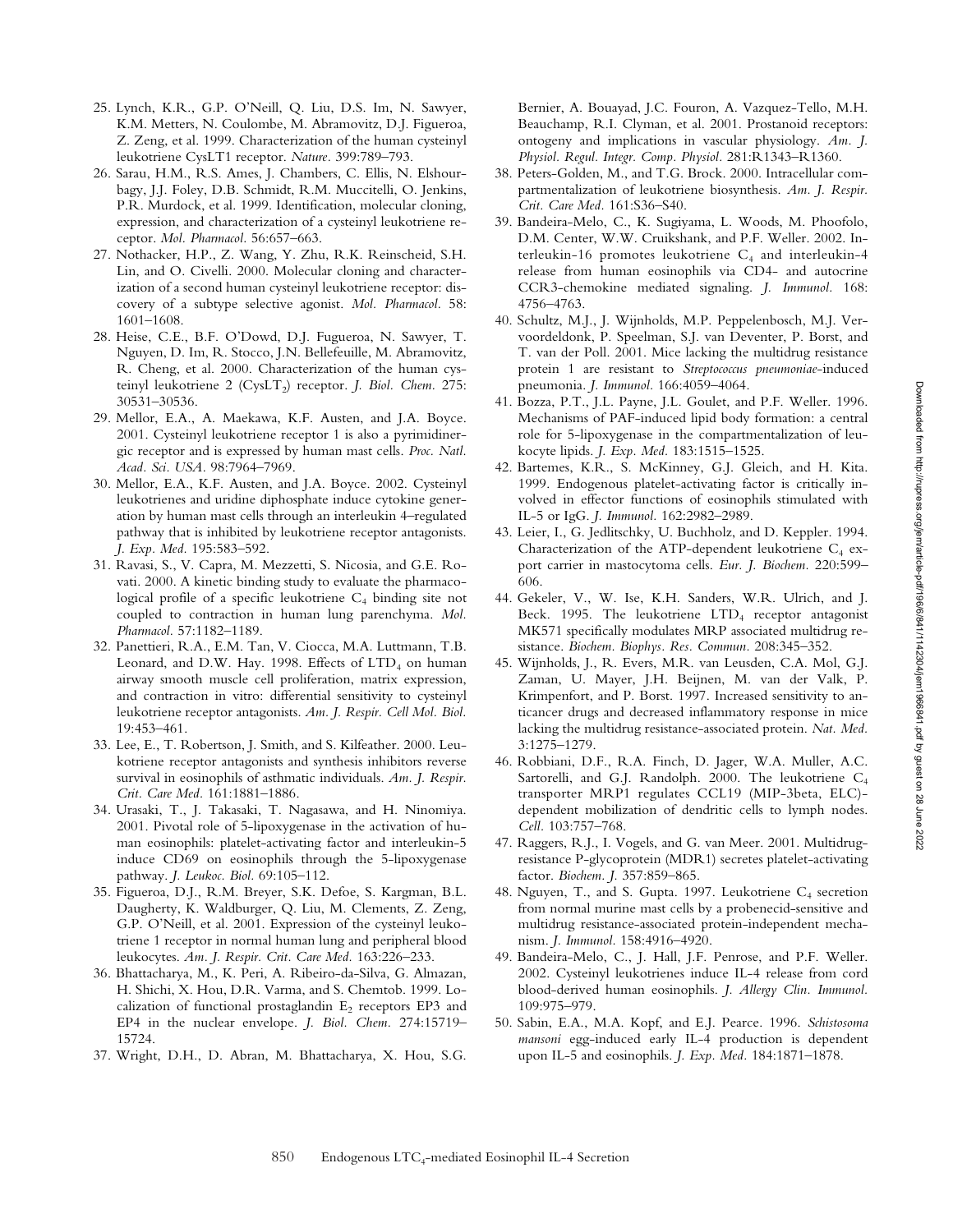25. Lynch, K.R., G.P. O'Neill, Q. Liu, D.S. Im, N. Sawyer, K.M. Metters, N. Coulombe, M. Abramovitz, D.J. Figueroa, Z. Zeng, et al. 1999. Characterization of the human cysteinyl leukotriene CysLT1 receptor. *Nature*. 399:789–793.
26. Sarau, H.M., R.S. Ames, J. Chambers, C. Ellis, N. Elshourbagy, J.J. Foley, D.B. Schmidt, R.M. Muccitelli, O. Jenkins, P.R. Murdock, et al. 1999. Identification, molecular cloning, expression, and characterization of a cysteinyl leukotriene receptor. *Mol. Pharmacol.* 56:657–663.
27. Nothacker, H.P., Z. Wang, Y. Zhu, R.K. Reinscheid, S.H. Lin, and O. Civelli. 2000. Molecular cloning and characterization of a second human cysteinyl leukotriene receptor: discovery of a subtype selective agonist. *Mol. Pharmacol.* 58: 1601–1608.
28. Heise, C.E., B.F. O'Dowd, D.J. Fugueroa, N. Sawyer, T. Nguyen, D. Im, R. Stocco, J.N. Bellefeuille, M. Abramovitz, R. Cheng, et al. 2000. Characterization of the human cysteinyl leukotriene 2 ($CysLT_2$) receptor. *J. Biol. Chem.* 275: 30531–30536.
29. Mellor, E.A., A. Maekawa, K.F. Austen, and J.A. Boyce. 2001. Cysteinyl leukotriene receptor 1 is also a pyrimidinergic receptor and is expressed by human mast cells. *Proc. Natl. Acad. Sci. USA*. 98:7964–7969.
30. Mellor, E.A., K.F. Austen, and J.A. Boyce. 2002. Cysteinyl leukotrienes and uridine diphosphate induce cytokine generation by human mast cells through an interleukin 4–regulated pathway that is inhibited by leukotriene receptor antagonists. *J. Exp. Med.* 195:583–592.
31. Ravasi, S., V. Capra, M. Mezzetti, S. Nicosia, and G.E. Rovati. 2000. A kinetic binding study to evaluate the pharmacological profile of a specific leukotriene $C_4$ binding site not coupled to contraction in human lung parenchyma. *Mol. Pharmacol.* 57:1182–1189.
32. Panettieri, R.A., E.M. Tan, V. Ciocca, M.A. Luttmann, T.B. Leonard, and D.W. Hay. 1998. Effects of $LTD_4$ on human airway smooth muscle cell proliferation, matrix expression, and contraction in vitro: differential sensitivity to cysteinyl leukotriene receptor antagonists. *Am. J. Respir. Cell Mol. Biol.* 19:453–461.
33. Lee, E., T. Robertson, J. Smith, and S. Kilfeather. 2000. Leukotriene receptor antagonists and synthesis inhibitors reverse survival in eosinophils of asthmatic individuals. *Am. J. Respir. Crit. Care Med.* 161:1881–1886.
34. Urasaki, T., J. Takasaki, T. Nagasawa, and H. Ninomiya. 2001. Pivotal role of 5-lipoxygenase in the activation of human eosinophils: platelet-activating factor and interleukin-5 induce CD69 on eosinophils through the 5-lipoxygenase pathway. *J. Leukoc. Biol.* 69:105–112.
35. Figueroa, D.J., R.M. Breyer, S.K. Defoe, S. Kargman, B.L. Daugherty, K. Waldburger, Q. Liu, M. Clements, Z. Zeng, G.P. O'Neill, et al. 2001. Expression of the cysteinyl leukotriene 1 receptor in normal human lung and peripheral blood leukocytes. *Am. J. Respir. Crit. Care Med.* 163:226–233.
36. Bhattacharya, M., K. Peri, A. Ribeiro-da-Silva, G. Almazan, H. Shichi, X. Hou, D.R. Varma, and S. Chemtob. 1999. Localization of functional prostaglandin $E_2$ receptors EP3 and EP4 in the nuclear envelope. *J. Biol. Chem.* 274:15719–15724.
37. Wright, D.H., D. Abran, M. Bhattacharya, X. Hou, S.G. Bernier, A. Bouayad, J.C. Fouron, A. Vazquez-Tello, M.H. Beauchamp, R.I. Clyman, et al. 2001. Prostanoid receptors: ontogeny and implications in vascular physiology. *Am. J. Physiol. Regul. Integr. Comp. Physiol.* 281:R1343–R1360.
38. Peters-Golden, M., and T.G. Brock. 2000. Intracellular compartmentalization of leukotriene biosynthesis. *Am. J. Respir. Crit. Care Med.* 161:S36–S40.
39. Bandeira-Melo, C., K. Sugiyama, L. Woods, M. Phoofolo, D.M. Center, W.W. Cruikshank, and P.F. Weller. 2002. Interleukin-16 promotes leukotriene $C_4$ and interleukin-4 release from human eosinophils via CD4- and autocrine CCR3-chemokine mediated signaling. *J. Immunol.* 168: 4756–4763.
40. Schultz, M.J., J. Wijnholds, M.P. Peppelenbosch, M.J. Vervoordeldonk, P. Speelman, S.J. van Deventer, P. Borst, and T. van der Poll. 2001. Mice lacking the multidrug resistance protein 1 are resistant to *Streptococcus pneumoniae*-induced pneumonia. *J. Immunol.* 166:4059–4064.
41. Bozza, P.T., J.L. Payne, J.L. Goulet, and P.F. Weller. 1996. Mechanisms of PAF-induced lipid body formation: a central role for 5-lipoxygenase in the compartmentalization of leukocyte lipids. *J. Exp. Med.* 183:1515–1525.
42. Bartemes, K.R., S. McKinney, G.J. Gleich, and H. Kita. 1999. Endogenous platelet-activating factor is critically involved in effector functions of eosinophils stimulated with IL-5 or IgG. *J. Immunol.* 162:2982–2989.
43. Leier, I., G. Jedlitschky, U. Buchholz, and D. Keppler. 1994. Characterization of the ATP-dependent leukotriene $C_4$ export carrier in mastocytoma cells. *Eur. J. Biochem.* 220:599–606.
44. Gekeler, V., W. Ise, K.H. Sanders, W.R. Ulrich, and J. Beck. 1995. The leukotriene $LTD_4$ receptor antagonist MK571 specifically modulates MRP associated multidrug resistance. *Biochem. Biophys. Res. Commun.* 208:345–352.
45. Wijnholds, J., R. Evers, M.R. van Leusden, C.A. Mol, G.J. Zaman, U. Mayer, J.H. Beijnen, M. van der Valk, P. Krimpenfort, and P. Borst. 1997. Increased sensitivity to anticancer drugs and decreased inflammatory response in mice lacking the multidrug resistance-associated protein. *Nat. Med.* 3:1275–1279.
46. Robbiani, D.F., R.A. Finch, D. Jager, W.A. Muller, A.C. Sartorelli, and G.J. Randolph. 2000. The leukotriene $C_4$ transporter MRP1 regulates CCL19 (MIP-3beta, ELC)-dependent mobilization of dendritic cells to lymph nodes. *Cell*. 103:757–768.
47. Raggers, R.J., I. Vogels, and G. van Meer. 2001. Multidrug-resistance P-glycoprotein (MDR1) secretes platelet-activating factor. *Biochem. J.* 357:859–865.
48. Nguyen, T., and S. Gupta. 1997. Leukotriene $C_4$ secretion from normal murine mast cells by a probenecid-sensitive and multidrug resistance-associated protein-independent mechanism. *J. Immunol.* 158:4916–4920.
49. Bandeira-Melo, C., J. Hall, J.F. Penrose, and P.F. Weller. 2002. Cysteinyl leukotrienes induce IL-4 release from cord blood-derived human eosinophils. *J. Allergy Clin. Immunol.* 109:975–979.
50. Sabin, E.A., M.A. Kopf, and E.J. Pearce. 1996. *Schistosoma mansoni* egg-induced early IL-4 production is dependent upon IL-5 and eosinophils. *J. Exp. Med.* 184:1871–1878.